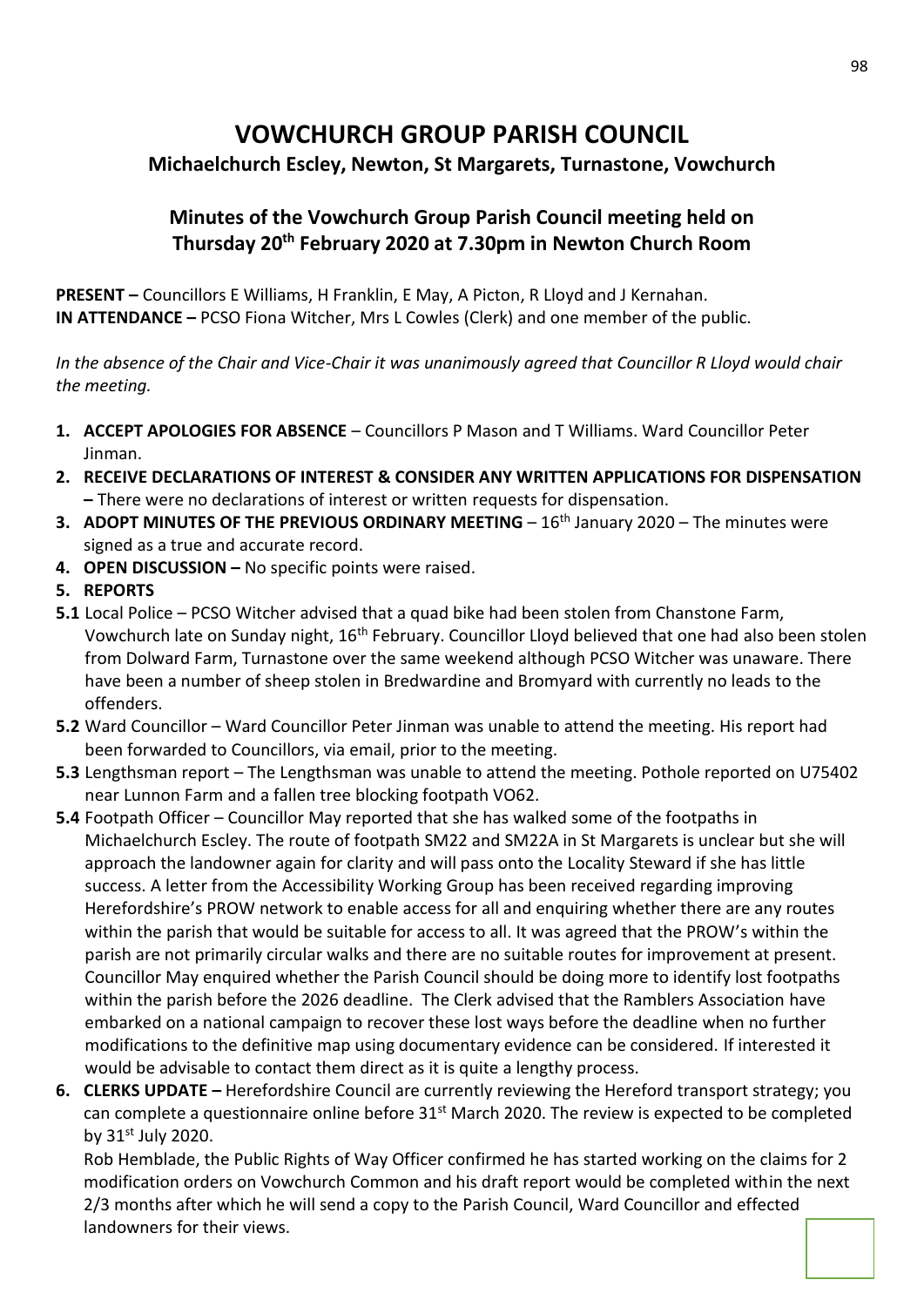# VOWCHURCH GROUP PARISH COUNCIL

## Michaelchurch Escley, Newton, St Margarets, Turnastone, Vowchurch

### Minutes of the Vowchurch Group Parish Council meeting held on Thursday 20th February 2020 at 7.30pm in Newton Church Room

**PRESENT –** Councillors E Williams, H Franklin, E May, A Picton, R Lloyd and J Kernahan.
**IN ATTENDANCE –** PCSO Fiona Witcher, Mrs L Cowles (Clerk) and one member of the public.

*In the absence of the Chair and Vice-Chair it was unanimously agreed that Councillor R Lloyd would chair the meeting.*

1. **ACCEPT APOLOGIES FOR ABSENCE** – Councillors P Mason and T Williams. Ward Councillor Peter Jinman.
2. **RECEIVE DECLARATIONS OF INTEREST & CONSIDER ANY WRITTEN APPLICATIONS FOR DISPENSATION –** There were no declarations of interest or written requests for dispensation.
3. **ADOPT MINUTES OF THE PREVIOUS ORDINARY MEETING** – 16th January 2020 – The minutes were signed as a true and accurate record.
4. **OPEN DISCUSSION –** No specific points were raised.
5. **REPORTS**

**5.1** Local Police – PCSO Witcher advised that a quad bike had been stolen from Chanstone Farm, Vowchurch late on Sunday night, 16th February. Councillor Lloyd believed that one had also been stolen from Dolward Farm, Turnastone over the same weekend although PCSO Witcher was unaware. There have been a number of sheep stolen in Bredwardine and Bromyard with currently no leads to the offenders.

**5.2** Ward Councillor – Ward Councillor Peter Jinman was unable to attend the meeting. His report had been forwarded to Councillors, via email, prior to the meeting.

**5.3** Lengthsman report – The Lengthsman was unable to attend the meeting. Pothole reported on U75402 near Lunnon Farm and a fallen tree blocking footpath VO62.

**5.4** Footpath Officer – Councillor May reported that she has walked some of the footpaths in Michaelchurch Escley. The route of footpath SM22 and SM22A in St Margarets is unclear but she will approach the landowner again for clarity and will pass onto the Locality Steward if she has little success. A letter from the Accessibility Working Group has been received regarding improving Herefordshire's PROW network to enable access for all and enquiring whether there are any routes within the parish that would be suitable for access to all. It was agreed that the PROW's within the parish are not primarily circular walks and there are no suitable routes for improvement at present. Councillor May enquired whether the Parish Council should be doing more to identify lost footpaths within the parish before the 2026 deadline. The Clerk advised that the Ramblers Association have embarked on a national campaign to recover these lost ways before the deadline when no further modifications to the definitive map using documentary evidence can be considered. If interested it would be advisable to contact them direct as it is quite a lengthy process.

6. **CLERKS UPDATE –** Herefordshire Council are currently reviewing the Hereford transport strategy; you can complete a questionnaire online before 31st March 2020. The review is expected to be completed by 31st July 2020.

   Rob Hemblade, the Public Rights of Way Officer confirmed he has started working on the claims for 2 modification orders on Vowchurch Common and his draft report would be completed within the next 2/3 months after which he will send a copy to the Parish Council, Ward Councillor and effected landowners for their views.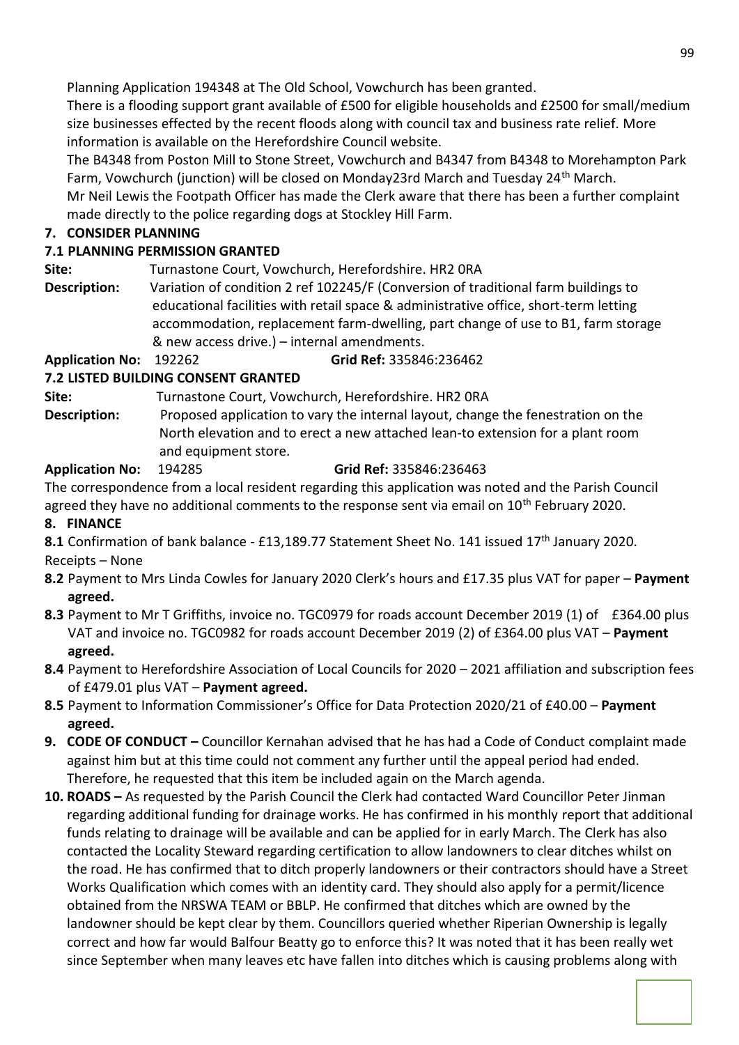Planning Application 194348 at The Old School, Vowchurch has been granted.

There is a flooding support grant available of £500 for eligible households and £2500 for small/medium size businesses effected by the recent floods along with council tax and business rate relief. More information is available on the Herefordshire Council website.

The B4348 from Poston Mill to Stone Street, Vowchurch and B4347 from B4348 to Morehampton Park Farm, Vowchurch (junction) will be closed on Monday23rd March and Tuesday 24th March.

Mr Neil Lewis the Footpath Officer has made the Clerk aware that there has been a further complaint made directly to the police regarding dogs at Stockley Hill Farm.

**7. CONSIDER PLANNING**

**7.1 PLANNING PERMISSION GRANTED**

**Site:** Turnastone Court, Vowchurch, Herefordshire. HR2 0RA

**Description:** Variation of condition 2 ref 102245/F (Conversion of traditional farm buildings to educational facilities with retail space & administrative office, short-term letting accommodation, replacement farm-dwelling, part change of use to B1, farm storage & new access drive.) – internal amendments.

**Application No:** 192262 **Grid Ref:** 335846:236462

**7.2 LISTED BUILDING CONSENT GRANTED**

**Site:** Turnastone Court, Vowchurch, Herefordshire. HR2 0RA

**Description:** Proposed application to vary the internal layout, change the fenestration on the North elevation and to erect a new attached lean-to extension for a plant room and equipment store.

**Application No:** 194285 **Grid Ref:** 335846:236463

The correspondence from a local resident regarding this application was noted and the Parish Council agreed they have no additional comments to the response sent via email on 10th February 2020.

**8. FINANCE**

**8.1** Confirmation of bank balance - £13,189.77 Statement Sheet No. 141 issued 17th January 2020.

Receipts – None

**8.2** Payment to Mrs Linda Cowles for January 2020 Clerk's hours and £17.35 plus VAT for paper – **Payment agreed.**

**8.3** Payment to Mr T Griffiths, invoice no. TGC0979 for roads account December 2019 (1) of £364.00 plus VAT and invoice no. TGC0982 for roads account December 2019 (2) of £364.00 plus VAT – **Payment agreed.**

**8.4** Payment to Herefordshire Association of Local Councils for 2020 – 2021 affiliation and subscription fees of £479.01 plus VAT – **Payment agreed.**

**8.5** Payment to Information Commissioner's Office for Data Protection 2020/21 of £40.00 – **Payment agreed.**

**9. CODE OF CONDUCT –** Councillor Kernahan advised that he has had a Code of Conduct complaint made against him but at this time could not comment any further until the appeal period had ended. Therefore, he requested that this item be included again on the March agenda.

**10. ROADS –** As requested by the Parish Council the Clerk had contacted Ward Councillor Peter Jinman regarding additional funding for drainage works. He has confirmed in his monthly report that additional funds relating to drainage will be available and can be applied for in early March. The Clerk has also contacted the Locality Steward regarding certification to allow landowners to clear ditches whilst on the road. He has confirmed that to ditch properly landowners or their contractors should have a Street Works Qualification which comes with an identity card. They should also apply for a permit/licence obtained from the NRSWA TEAM or BBLP. He confirmed that ditches which are owned by the landowner should be kept clear by them. Councillors queried whether Riperian Ownership is legally correct and how far would Balfour Beatty go to enforce this? It was noted that it has been really wet since September when many leaves etc have fallen into ditches which is causing problems along with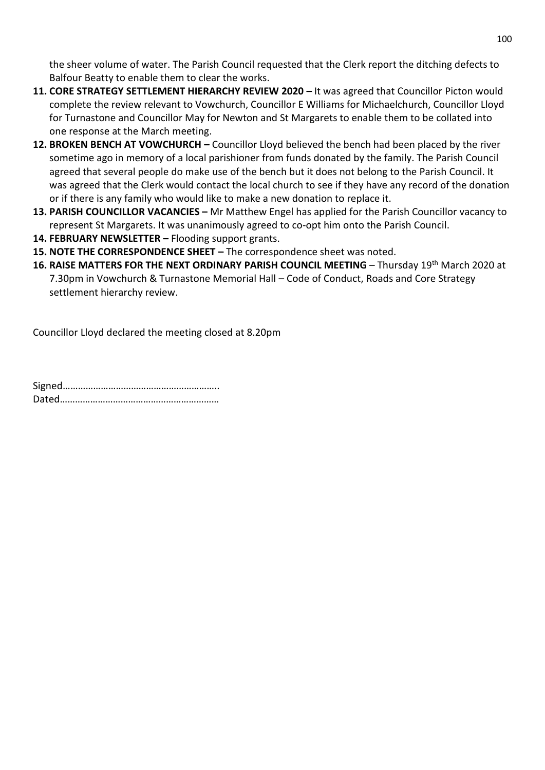the sheer volume of water. The Parish Council requested that the Clerk report the ditching defects to Balfour Beatty to enable them to clear the works.

11. **CORE STRATEGY SETTLEMENT HIERARCHY REVIEW 2020 –** It was agreed that Councillor Picton would complete the review relevant to Vowchurch, Councillor E Williams for Michaelchurch, Councillor Lloyd for Turnastone and Councillor May for Newton and St Margarets to enable them to be collated into one response at the March meeting.
12. **BROKEN BENCH AT VOWCHURCH –** Councillor Lloyd believed the bench had been placed by the river sometime ago in memory of a local parishioner from funds donated by the family. The Parish Council agreed that several people do make use of the bench but it does not belong to the Parish Council. It was agreed that the Clerk would contact the local church to see if they have any record of the donation or if there is any family who would like to make a new donation to replace it.
13. **PARISH COUNCILLOR VACANCIES –** Mr Matthew Engel has applied for the Parish Councillor vacancy to represent St Margarets. It was unanimously agreed to co-opt him onto the Parish Council.
14. **FEBRUARY NEWSLETTER –** Flooding support grants.
15. **NOTE THE CORRESPONDENCE SHEET –** The correspondence sheet was noted.
16. **RAISE MATTERS FOR THE NEXT ORDINARY PARISH COUNCIL MEETING** – Thursday 19th March 2020 at 7.30pm in Vowchurch & Turnastone Memorial Hall – Code of Conduct, Roads and Core Strategy settlement hierarchy review.

Councillor Lloyd declared the meeting closed at 8.20pm

Signed……………………………………………………..
Dated………………………………………………………